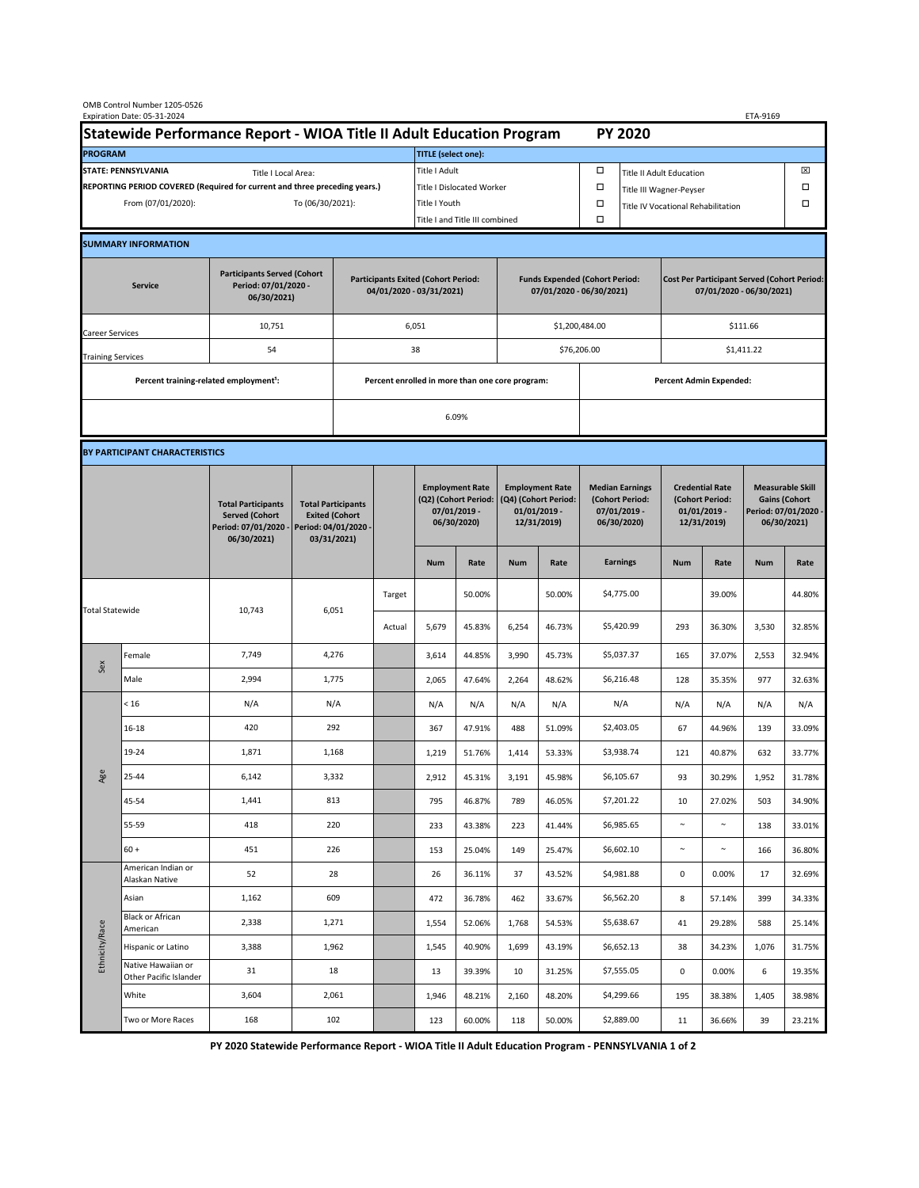OMB Control Number 1205-0526
Expiration Date: 05-31-2024

ETA-9169

# Statewide Performance Report - WIOA Title II Adult Education Program — PY 2020

| PROGRAM | | TITLE (select one): | | | |
|---|---|---|---|---|---|
| STATE: PENNSYLVANIA | Title I Local Area: | Title I Adult | ☐ | Title II Adult Education | ☒ |
| REPORTING PERIOD COVERED (Required for current and three preceding years.) | | Title I Dislocated Worker | ☐ | Title III Wagner-Peyser | ☐ |
| From (07/01/2020): | To (06/30/2021): | Title I Youth | ☐ | Title IV Vocational Rehabilitation | ☐ |
| | | Title I and Title III combined | ☐ | | |

## SUMMARY INFORMATION

| Service | Participants Served (Cohort Period: 07/01/2020 - 06/30/2021) | Participants Exited (Cohort Period: 04/01/2020 - 03/31/2021) | Funds Expended (Cohort Period: 07/01/2020 - 06/30/2021) | Cost Per Participant Served (Cohort Period: 07/01/2020 - 06/30/2021) |
|---|---|---|---|---|
| Career Services | 10,751 | 6,051 | $1,200,484.00 | $111.66 |
| Training Services | 54 | 38 | $76,206.00 | $1,411.22 |

| Percent training-related employment[1]: | Percent enrolled in more than one core program: | Percent Admin Expended: |
|---|---|---|
| | 6.09% | |

## BY PARTICIPANT CHARACTERISTICS

| | | Total Participants Served (Cohort Period: 07/01/2020 - 06/30/2021) | Total Participants Exited (Cohort Period: 04/01/2020 - 03/31/2021) | | Employment Rate (Q2) (Cohort Period: 07/01/2019 - 06/30/2020) | | Employment Rate (Q4) (Cohort Period: 01/01/2019 - 12/31/2019) | | Median Earnings (Cohort Period: 07/01/2019 - 06/30/2020) | Credential Rate (Cohort Period: 01/01/2019 - 12/31/2019) | | Measurable Skill Gains (Cohort Period: 07/01/2020 - 06/30/2021) | |
|---|---|---|---|---|---|---|---|---|---|---|---|---|---|
| | | | | | Num | Rate | Num | Rate | Earnings | Num | Rate | Num | Rate |
| Total Statewide | | 10,743 | 6,051 | Target | | 50.00% | | 50.00% | $4,775.00 | | 39.00% | | 44.80% |
| | | | | Actual | 5,679 | 45.83% | 6,254 | 46.73% | $5,420.99 | 293 | 36.30% | 3,530 | 32.85% |
| Sex | Female | 7,749 | 4,276 | | 3,614 | 44.85% | 3,990 | 45.73% | $5,037.37 | 165 | 37.07% | 2,553 | 32.94% |
| | Male | 2,994 | 1,775 | | 2,065 | 47.64% | 2,264 | 48.62% | $6,216.48 | 128 | 35.35% | 977 | 32.63% |
| Age | < 16 | N/A | N/A | | N/A | N/A | N/A | N/A | N/A | N/A | N/A | N/A | N/A |
| | 16-18 | 420 | 292 | | 367 | 47.91% | 488 | 51.09% | $2,403.05 | 67 | 44.96% | 139 | 33.09% |
| | 19-24 | 1,871 | 1,168 | | 1,219 | 51.76% | 1,414 | 53.33% | $3,938.74 | 121 | 40.87% | 632 | 33.77% |
| | 25-44 | 6,142 | 3,332 | | 2,912 | 45.31% | 3,191 | 45.98% | $6,105.67 | 93 | 30.29% | 1,952 | 31.78% |
| | 45-54 | 1,441 | 813 | | 795 | 46.87% | 789 | 46.05% | $7,201.22 | 10 | 27.02% | 503 | 34.90% |
| | 55-59 | 418 | 220 | | 233 | 43.38% | 223 | 41.44% | $6,985.65 | ~ | ~ | 138 | 33.01% |
| | 60 + | 451 | 226 | | 153 | 25.04% | 149 | 25.47% | $6,602.10 | ~ | ~ | 166 | 36.80% |
| Ethnicity/Race | American Indian or Alaskan Native | 52 | 28 | | 26 | 36.11% | 37 | 43.52% | $4,981.88 | 0 | 0.00% | 17 | 32.69% |
| | Asian | 1,162 | 609 | | 472 | 36.78% | 462 | 33.67% | $6,562.20 | 8 | 57.14% | 399 | 34.33% |
| | Black or African American | 2,338 | 1,271 | | 1,554 | 52.06% | 1,768 | 54.53% | $5,638.67 | 41 | 29.28% | 588 | 25.14% |
| | Hispanic or Latino | 3,388 | 1,962 | | 1,545 | 40.90% | 1,699 | 43.19% | $6,652.13 | 38 | 34.23% | 1,076 | 31.75% |
| | Native Hawaiian or Other Pacific Islander | 31 | 18 | | 13 | 39.39% | 10 | 31.25% | $7,555.05 | 0 | 0.00% | 6 | 19.35% |
| | White | 3,604 | 2,061 | | 1,946 | 48.21% | 2,160 | 48.20% | $4,299.66 | 195 | 38.38% | 1,405 | 38.98% |
| | Two or More Races | 168 | 102 | | 123 | 60.00% | 118 | 50.00% | $2,889.00 | 11 | 36.66% | 39 | 23.21% |

PY 2020 Statewide Performance Report - WIOA Title II Adult Education Program - PENNSYLVANIA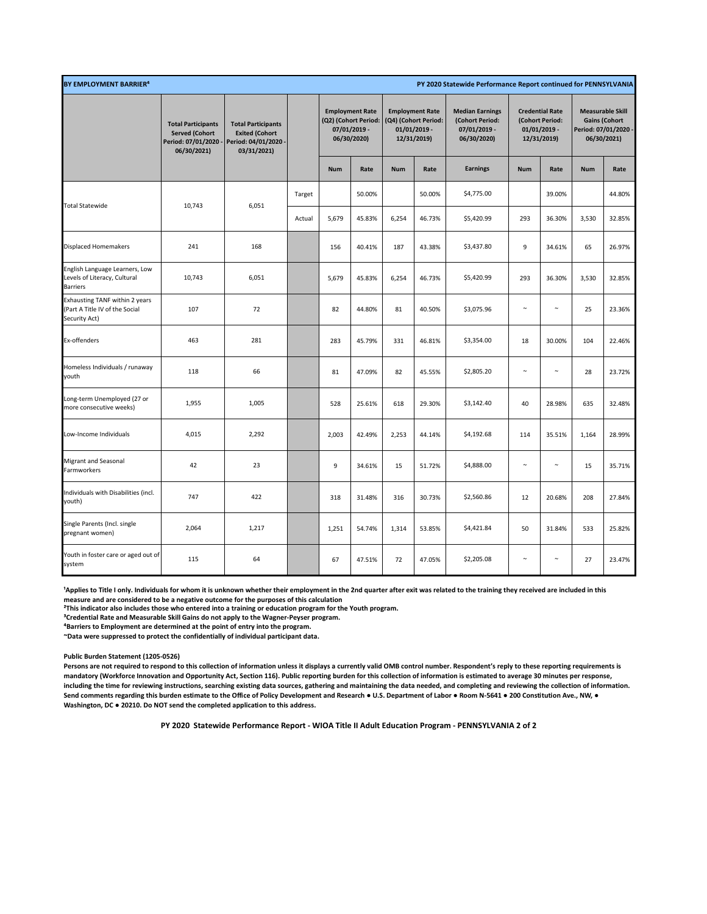| BY EMPLOYMENT BARRIER[4] | | | | PY 2020 Statewide Performance Report continued for PENNSYLVANIA | | | | | | | | | |
|---|---|---|---|---|---|---|---|---|---|---|---|---|---|
| | Total Participants Served (Cohort Period: 07/01/2020 - 06/30/2021) | Total Participants Exited (Cohort Period: 04/01/2020 - 03/31/2021) | | Employment Rate (Q2) (Cohort Period: 07/01/2019 - 06/30/2020) | | Employment Rate (Q4) (Cohort Period: 01/01/2019 - 12/31/2019) | | Median Earnings (Cohort Period: 07/01/2019 - 06/30/2020) | Credential Rate (Cohort Period: 01/01/2019 - 12/31/2019) | | Measurable Skill Gains (Cohort Period: 07/01/2020 - 06/30/2021) | |
| | | | | Num | Rate | Num | Rate | Earnings | Num | Rate | Num | Rate |
| Total Statewide | 10,743 | 6,051 | Target | | 50.00% | | 50.00% | $4,775.00 | | 39.00% | | 44.80% |
| | | | Actual | 5,679 | 45.83% | 6,254 | 46.73% | $5,420.99 | 293 | 36.30% | 3,530 | 32.85% |
| Displaced Homemakers | 241 | 168 | | 156 | 40.41% | 187 | 43.38% | $3,437.80 | 9 | 34.61% | 65 | 26.97% |
| English Language Learners, Low Levels of Literacy, Cultural Barriers | 10,743 | 6,051 | | 5,679 | 45.83% | 6,254 | 46.73% | $5,420.99 | 293 | 36.30% | 3,530 | 32.85% |
| Exhausting TANF within 2 years (Part A Title IV of the Social Security Act) | 107 | 72 | | 82 | 44.80% | 81 | 40.50% | $3,075.96 | ~ | ~ | 25 | 23.36% |
| Ex-offenders | 463 | 281 | | 283 | 45.79% | 331 | 46.81% | $3,354.00 | 18 | 30.00% | 104 | 22.46% |
| Homeless Individuals / runaway youth | 118 | 66 | | 81 | 47.09% | 82 | 45.55% | $2,805.20 | ~ | ~ | 28 | 23.72% |
| Long-term Unemployed (27 or more consecutive weeks) | 1,955 | 1,005 | | 528 | 25.61% | 618 | 29.30% | $3,142.40 | 40 | 28.98% | 635 | 32.48% |
| Low-Income Individuals | 4,015 | 2,292 | | 2,003 | 42.49% | 2,253 | 44.14% | $4,192.68 | 114 | 35.51% | 1,164 | 28.99% |
| Migrant and Seasonal Farmworkers | 42 | 23 | | 9 | 34.61% | 15 | 51.72% | $4,888.00 | ~ | ~ | 15 | 35.71% |
| Individuals with Disabilities (incl. youth) | 747 | 422 | | 318 | 31.48% | 316 | 30.73% | $2,560.86 | 12 | 20.68% | 208 | 27.84% |
| Single Parents (Incl. single pregnant women) | 2,064 | 1,217 | | 1,251 | 54.74% | 1,314 | 53.85% | $4,421.84 | 50 | 31.84% | 533 | 25.82% |
| Youth in foster care or aged out of system | 115 | 64 | | 67 | 47.51% | 72 | 47.05% | $2,205.08 | ~ | ~ | 27 | 23.47% |

**[1]Applies to Title I only. Individuals for whom it is unknown whether their employment in the 2nd quarter after exit was related to the training they received are included in this measure and are considered to be a negative outcome for the purposes of this calculation**

**[2]This indicator also includes those who entered into a training or education program for the Youth program.**

**[3]Credential Rate and Measurable Skill Gains do not apply to the Wagner-Peyser program.**

**[4]Barriers to Employment are determined at the point of entry into the program.**

**~Data were suppressed to protect the confidentially of individual participant data.**

**Public Burden Statement (1205-0526)**

**Persons are not required to respond to this collection of information unless it displays a currently valid OMB control number. Respondent's reply to these reporting requirements is mandatory (Workforce Innovation and Opportunity Act, Section 116). Public reporting burden for this collection of information is estimated to average 30 minutes per response, including the time for reviewing instructions, searching existing data sources, gathering and maintaining the data needed, and completing and reviewing the collection of information. Send comments regarding this burden estimate to the Office of Policy Development and Research ● U.S. Department of Labor ● Room N-5641 ● 200 Constitution Ave., NW, ● Washington, DC ● 20210. Do NOT send the completed application to this address.**

**PY 2020 Statewide Performance Report - WIOA Title II Adult Education Program - PENNSYLVANIA 2 of 2**